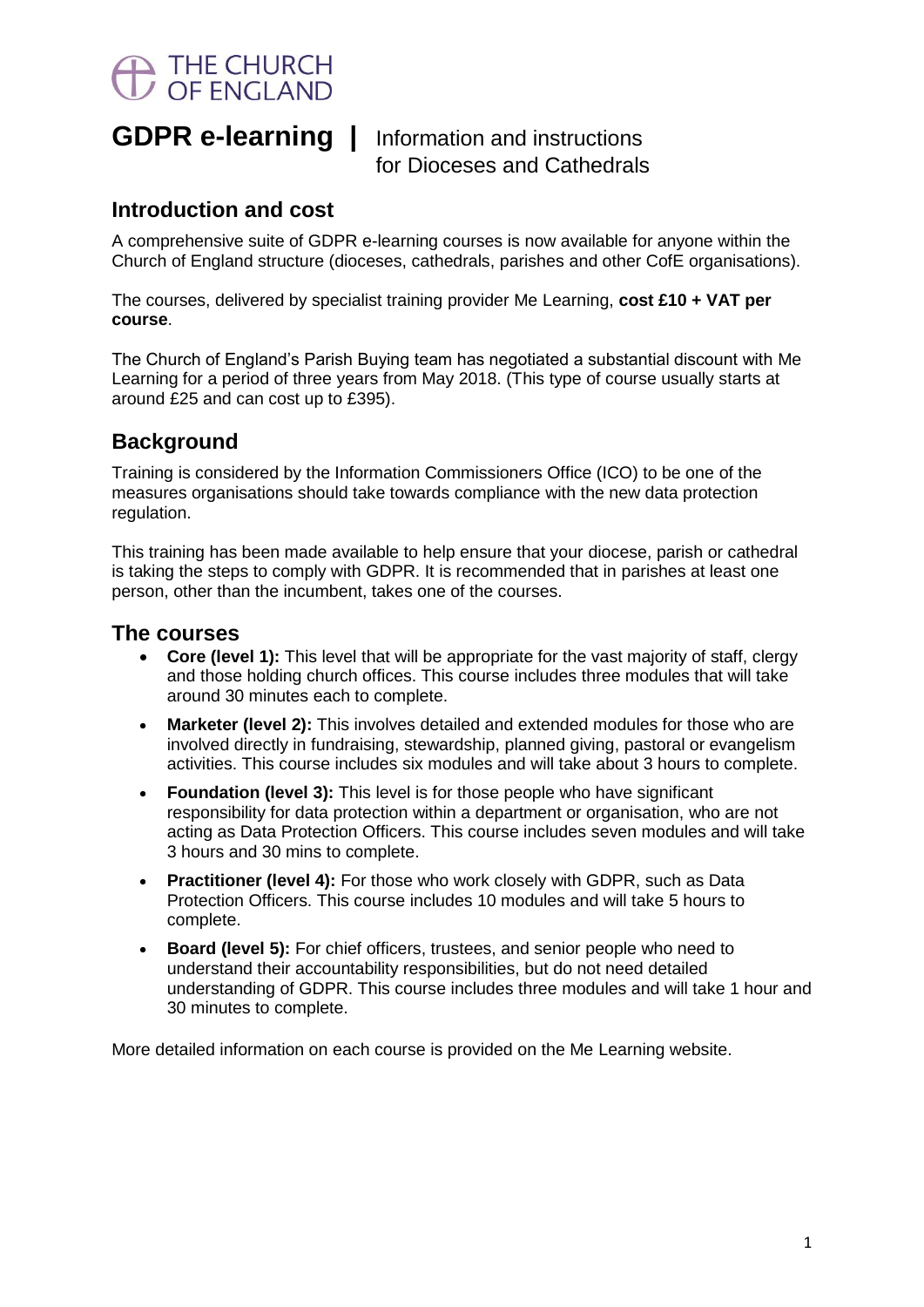THE CHURCH OF ENGLAND

# GDPR e-learning | Information and instructions for Dioceses and Cathedrals

## Introduction and cost

A comprehensive suite of GDPR e-learning courses is now available for anyone within the Church of England structure (dioceses, cathedrals, parishes and other CofE organisations).

The courses, delivered by specialist training provider Me Learning, **cost £10 + VAT per course**.

The Church of England's Parish Buying team has negotiated a substantial discount with Me Learning for a period of three years from May 2018. (This type of course usually starts at around £25 and can cost up to £395).

## Background

Training is considered by the Information Commissioners Office (ICO) to be one of the measures organisations should take towards compliance with the new data protection regulation.

This training has been made available to help ensure that your diocese, parish or cathedral is taking the steps to comply with GDPR. It is recommended that in parishes at least one person, other than the incumbent, takes one of the courses.

## The courses

- **Core (level 1):** This level that will be appropriate for the vast majority of staff, clergy and those holding church offices. This course includes three modules that will take around 30 minutes each to complete.
- **Marketer (level 2):** This involves detailed and extended modules for those who are involved directly in fundraising, stewardship, planned giving, pastoral or evangelism activities. This course includes six modules and will take about 3 hours to complete.
- **Foundation (level 3):** This level is for those people who have significant responsibility for data protection within a department or organisation, who are not acting as Data Protection Officers. This course includes seven modules and will take 3 hours and 30 mins to complete.
- **Practitioner (level 4):** For those who work closely with GDPR, such as Data Protection Officers. This course includes 10 modules and will take 5 hours to complete.
- **Board (level 5):** For chief officers, trustees, and senior people who need to understand their accountability responsibilities, but do not need detailed understanding of GDPR. This course includes three modules and will take 1 hour and 30 minutes to complete.

More detailed information on each course is provided on the Me Learning website.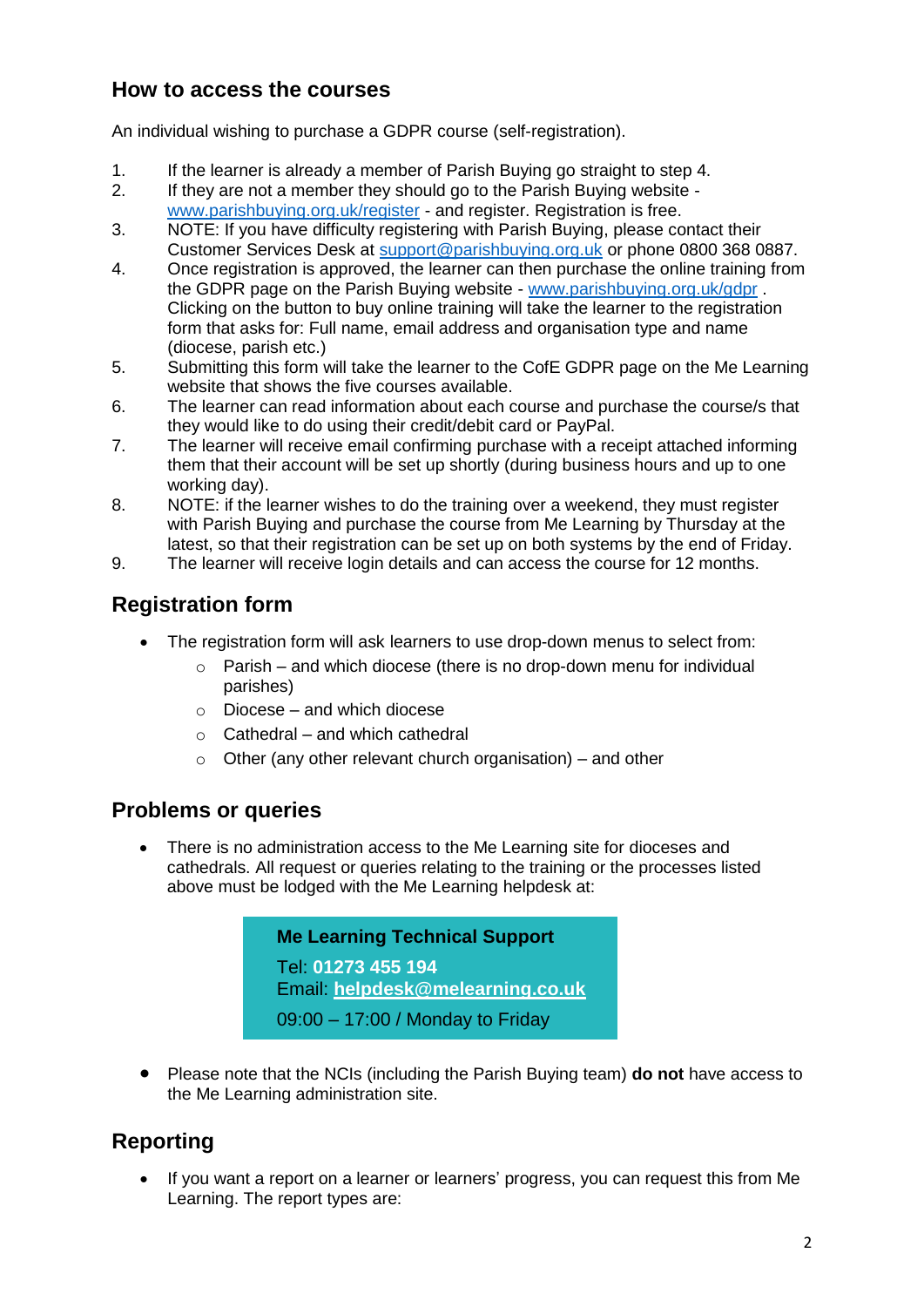## How to access the courses

An individual wishing to purchase a GDPR course (self-registration).

1. If the learner is already a member of Parish Buying go straight to step 4.
2. If they are not a member they should go to the Parish Buying website - www.parishbuying.org.uk/register - and register. Registration is free.
3. NOTE: If you have difficulty registering with Parish Buying, please contact their Customer Services Desk at support@parishbuying.org.uk or phone 0800 368 0887.
4. Once registration is approved, the learner can then purchase the online training from the GDPR page on the Parish Buying website - www.parishbuying.org.uk/gdpr . Clicking on the button to buy online training will take the learner to the registration form that asks for: Full name, email address and organisation type and name (diocese, parish etc.)
5. Submitting this form will take the learner to the CofE GDPR page on the Me Learning website that shows the five courses available.
6. The learner can read information about each course and purchase the course/s that they would like to do using their credit/debit card or PayPal.
7. The learner will receive email confirming purchase with a receipt attached informing them that their account will be set up shortly (during business hours and up to one working day).
8. NOTE: if the learner wishes to do the training over a weekend, they must register with Parish Buying and purchase the course from Me Learning by Thursday at the latest, so that their registration can be set up on both systems by the end of Friday.
9. The learner will receive login details and can access the course for 12 months.

## Registration form

- The registration form will ask learners to use drop-down menus to select from:
  - Parish – and which diocese (there is no drop-down menu for individual parishes)
  - Diocese – and which diocese
  - Cathedral – and which cathedral
  - Other (any other relevant church organisation) – and other

## Problems or queries

- There is no administration access to the Me Learning site for dioceses and cathedrals. All request or queries relating to the training or the processes listed above must be lodged with the Me Learning helpdesk at:

> **Me Learning Technical Support**
> Tel: **01273 455 194**
> Email: **helpdesk@melearning.co.uk**
> 09:00 – 17:00 / Monday to Friday

- Please note that the NCIs (including the Parish Buying team) **do not** have access to the Me Learning administration site.

## Reporting

- If you want a report on a learner or learners' progress, you can request this from Me Learning. The report types are: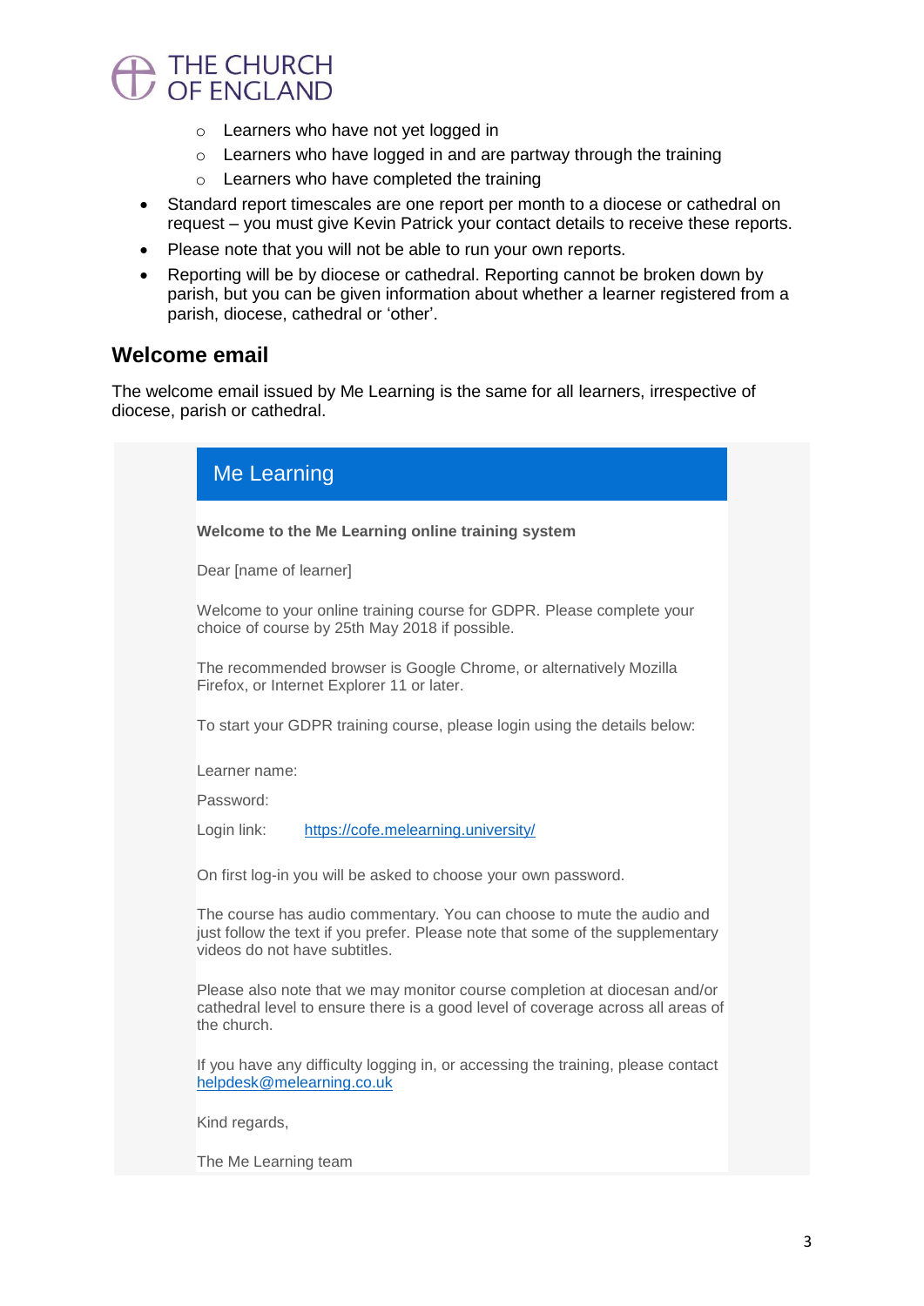- Learners who have not yet logged in
  - Learners who have logged in and are partway through the training
  - Learners who have completed the training
- Standard report timescales are one report per month to a diocese or cathedral on request – you must give Kevin Patrick your contact details to receive these reports.
- Please note that you will not be able to run your own reports.
- Reporting will be by diocese or cathedral. Reporting cannot be broken down by parish, but you can be given information about whether a learner registered from a parish, diocese, cathedral or 'other'.

## Welcome email

The welcome email issued by Me Learning is the same for all learners, irrespective of diocese, parish or cathedral.

> Me Learning
>
> **Welcome to the Me Learning online training system**
>
> Dear [name of learner]
>
> Welcome to your online training course for GDPR. Please complete your choice of course by 25th May 2018 if possible.
>
> The recommended browser is Google Chrome, or alternatively Mozilla Firefox, or Internet Explorer 11 or later.
>
> To start your GDPR training course, please login using the details below:
>
> Learner name:
>
> Password:
>
> Login link: https://cofe.melearning.university/
>
> On first log-in you will be asked to choose your own password.
>
> The course has audio commentary. You can choose to mute the audio and just follow the text if you prefer. Please note that some of the supplementary videos do not have subtitles.
>
> Please also note that we may monitor course completion at diocesan and/or cathedral level to ensure there is a good level of coverage across all areas of the church.
>
> If you have any difficulty logging in, or accessing the training, please contact helpdesk@melearning.co.uk
>
> Kind regards,
>
> The Me Learning team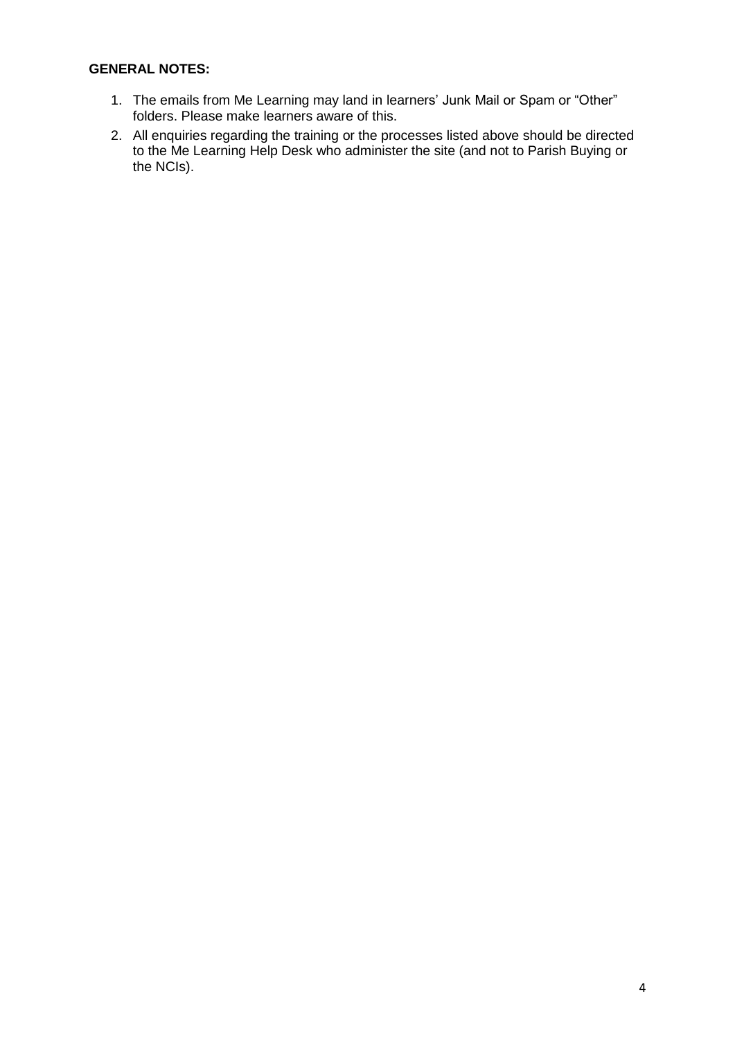**GENERAL NOTES:**

1. The emails from Me Learning may land in learners' Junk Mail or Spam or "Other" folders. Please make learners aware of this.
2. All enquiries regarding the training or the processes listed above should be directed to the Me Learning Help Desk who administer the site (and not to Parish Buying or the NCIs).